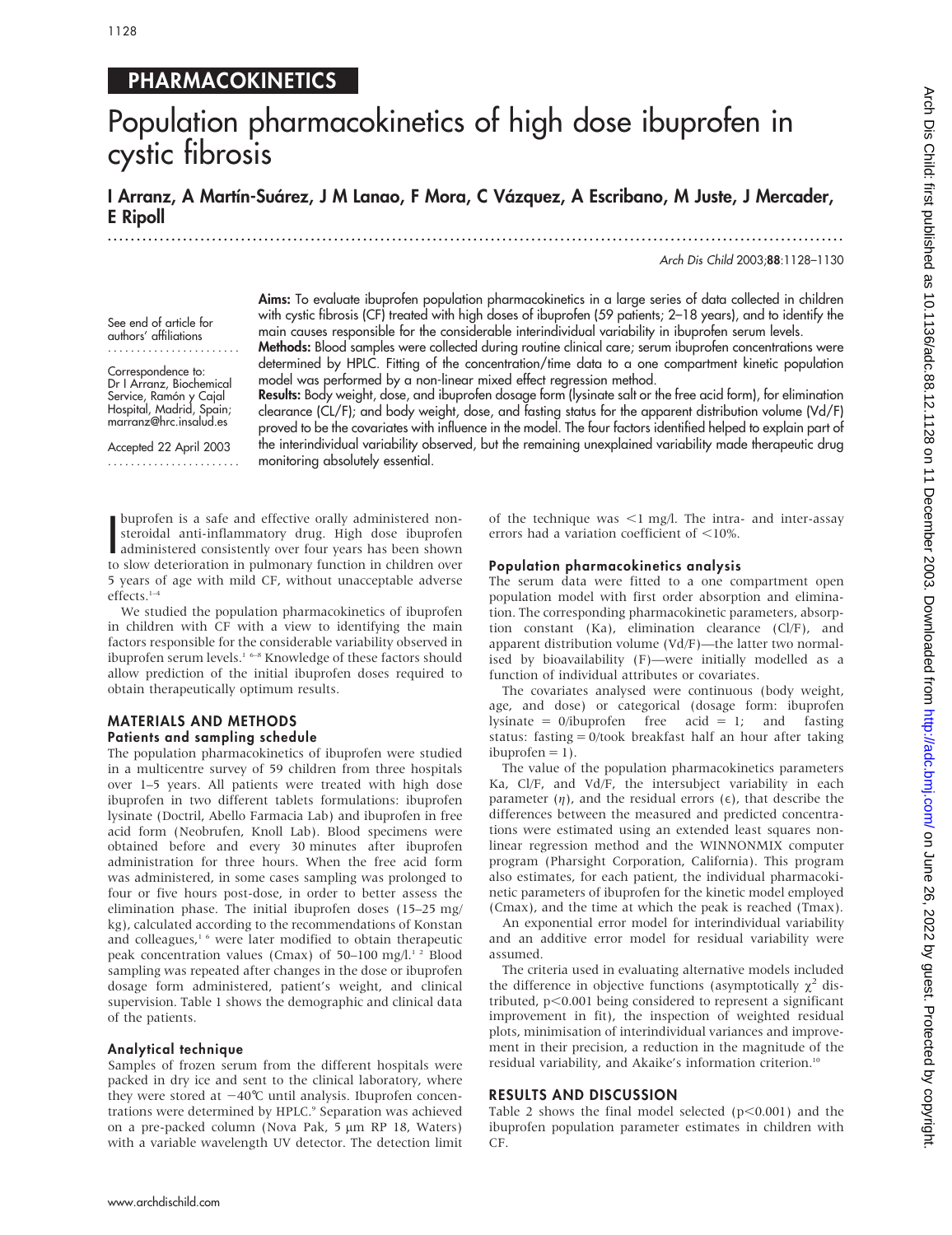PHARMACOKINETICS

# Population pharmacokinetics of high dose ibuprofen in cystic fibrosis

**I Arranz, A Martín-Suárez, J M Lanao, F Mora, C Vázquez, A Escribano, M Juste, J Mercader, E Ripoll**

See end of article for authors' affiliations

Correspondence to: Dr I Arranz, Biochemical Service, Ramón y Cajal Hospital, Madrid, Spain; marranz@hrc.insalud.es

Accepted 22 April 2003

**Aims:** To evaluate ibuprofen population pharmacokinetics in a large series of data collected in children with cystic fibrosis (CF) treated with high doses of ibuprofen (59 patients; 2–18 years), and to identify the main causes responsible for the considerable interindividual variability in ibuprofen serum levels.

**Methods:** Blood samples were collected during routine clinical care; serum ibuprofen concentrations were determined by HPLC. Fitting of the concentration/time data to a one compartment kinetic population model was performed by a non-linear mixed effect regression method.

**Results:** Body weight, dose, and ibuprofen dosage form (lysinate salt or the free acid form), for elimination clearance (CL/F); and body weight, dose, and fasting status for the apparent distribution volume (Vd/F) proved to be the covariates with influence in the model. The four factors identified helped to explain part of the interindividual variability observed, but the remaining unexplained variability made therapeutic drug monitoring absolutely essential.

Ibuprofen is a safe and effective orally administered non-steroidal anti-inflammatory drug. High dose ibuprofen administered consistently over four years has been shown to slow deterioration in pulmonary function in children over 5 years of age with mild CF, without unacceptable adverse effects.[1–4]

We studied the population pharmacokinetics of ibuprofen in children with CF with a view to identifying the main factors responsible for the considerable variability observed in ibuprofen serum levels.[1 6–8] Knowledge of these factors should allow prediction of the initial ibuprofen doses required to obtain therapeutically optimum results.

## MATERIALS AND METHODS

### Patients and sampling schedule

The population pharmacokinetics of ibuprofen were studied in a multicentre survey of 59 children from three hospitals over 1–5 years. All patients were treated with high dose ibuprofen in two different tablets formulations: ibuprofen lysinate (Doctril, Abello Farmacia Lab) and ibuprofen in free acid form (Neobrufen, Knoll Lab). Blood specimens were obtained before and every 30 minutes after ibuprofen administration for three hours. When the free acid form was administered, in some cases sampling was prolonged to four or five hours post-dose, in order to better assess the elimination phase. The initial ibuprofen doses (15–25 mg/kg), calculated according to the recommendations of Konstan and colleagues,[1 6] were later modified to obtain therapeutic peak concentration values (Cmax) of 50–100 mg/l.[1 2] Blood sampling was repeated after changes in the dose or ibuprofen dosage form administered, patient's weight, and clinical supervision. Table 1 shows the demographic and clinical data of the patients.

### Analytical technique

Samples of frozen serum from the different hospitals were packed in dry ice and sent to the clinical laboratory, where they were stored at −40℃ until analysis. Ibuprofen concentrations were determined by HPLC.[9] Separation was achieved on a pre-packed column (Nova Pak, 5 µm RP 18, Waters) with a variable wavelength UV detector. The detection limit of the technique was <1 mg/l. The intra- and inter-assay errors had a variation coefficient of <10%.

### Population pharmacokinetics analysis

The serum data were fitted to a one compartment open population model with first order absorption and elimination. The corresponding pharmacokinetic parameters, absorption constant (Ka), elimination clearance (Cl/F), and apparent distribution volume (Vd/F)—the latter two normalised by bioavailability (F)—were initially modelled as a function of individual attributes or covariates.

The covariates analysed were continuous (body weight, age, and dose) or categorical (dosage form: ibuprofen lysinate = 0/ibuprofen free acid = 1; and fasting status: fasting = 0/took breakfast half an hour after taking ibuprofen = 1).

The value of the population pharmacokinetics parameters Ka, Cl/F, and Vd/F, the intersubject variability in each parameter ($\eta$), and the residual errors ($\epsilon$), that describe the differences between the measured and predicted concentrations were estimated using an extended least squares non-linear regression method and the WINNONMIX computer program (Pharsight Corporation, California). This program also estimates, for each patient, the individual pharmacokinetic parameters of ibuprofen for the kinetic model employed (Cmax), and the time at which the peak is reached (Tmax).

An exponential error model for interindividual variability and an additive error model for residual variability were assumed.

The criteria used in evaluating alternative models included the difference in objective functions (asymptotically $\chi^2$ distributed, $p<0.001$ being considered to represent a significant improvement in fit), the inspection of weighted residual plots, minimisation of interindividual variances and improvement in their precision, a reduction in the magnitude of the residual variability, and Akaike's information criterion.[10]

## RESULTS AND DISCUSSION

Table 2 shows the final model selected ($p<0.001$) and the ibuprofen population parameter estimates in children with CF.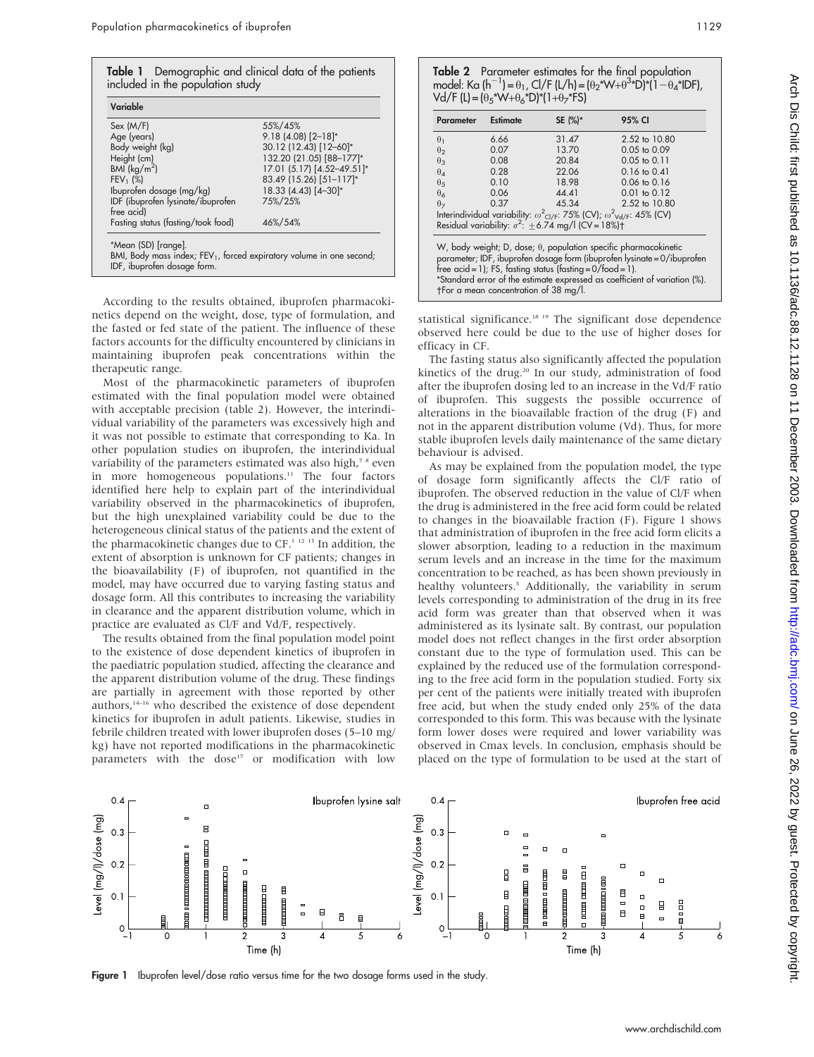**Table 1** Demographic and clinical data of the patients included in the population study

| Variable | |
|---|---|
| Sex (M/F) | 55%/45% |
| Age (years) | 9.18 (4.08) [2–18]* |
| Body weight (kg) | 30.12 (12.43) [12–60]* |
| Height (cm) | 132.20 (21.05) [88–177]* |
| BMI (kg/m$^2$) | 17.01 (5.17) [4.52–49.51]* |
| $FEV_1$ (%) | 83.49 (15.26) [51–117]* |
| Ibuprofen dosage (mg/kg) | 18.33 (4.43) [4–30]* |
| IDF (ibuprofen lysinate/ibuprofen free acid) | 75%/25% |
| Fasting status (fasting/took food) | 46%/54% |

*Mean (SD) [range].
BMI, Body mass index; $FEV_1$, forced expiratory volume in one second; IDF, ibuprofen dosage form.

According to the results obtained, ibuprofen pharmacokinetics depend on the weight, dose, type of formulation, and the fasted or fed state of the patient. The influence of these factors accounts for the difficulty encountered by clinicians in maintaining ibuprofen peak concentrations within the therapeutic range.

Most of the pharmacokinetic parameters of ibuprofen estimated with the final population model were obtained with acceptable precision (table 2). However, the interindividual variability of the parameters was excessively high and it was not possible to estimate that corresponding to Ka. In other population studies on ibuprofen, the interindividual variability of the parameters estimated was also high,[7 8] even in more homogeneous populations.[11] The four factors identified here help to explain part of the interindividual variability observed in the pharmacokinetics of ibuprofen, but the high unexplained variability could be due to the heterogeneous clinical status of the patients and the extent of the pharmacokinetic changes due to CF.[1 12 13] In addition, the extent of absorption is unknown for CF patients; changes in the bioavailability (F) of ibuprofen, not quantified in the model, may have occurred due to varying fasting status and dosage form. All this contributes to increasing the variability in clearance and the apparent distribution volume, which in practice are evaluated as Cl/F and Vd/F, respectively.

The results obtained from the final population model point to the existence of dose dependent kinetics of ibuprofen in the paediatric population studied, affecting the clearance and the apparent distribution volume of the drug. These findings are partially in agreement with those reported by other authors,[14–16] who described the existence of dose dependent kinetics for ibuprofen in adult patients. Likewise, studies in febrile children treated with lower ibuprofen doses (5–10 mg/kg) have not reported modifications in the pharmacokinetic parameters with the dose[17] or modification with low statistical significance.[18 19] The significant dose dependence observed here could be due to the use of higher doses for efficacy in CF.

**Table 2** Parameter estimates for the final population model: Ka ($h^{-1}$) = $\theta_1$, Cl/F (L/h) = $(\theta_2 * W + \theta_3 * D) * (1 - \theta_4 * IDF)$, Vd/F (L) = $(\theta_5 * W + \theta_6 * D) * (1 + \theta_7 * FS)$

| Parameter | Estimate | SE (%)* | 95% CI |
|---|---|---|---|
| $\theta_1$ | 6.66 | 31.47 | 2.52 to 10.80 |
| $\theta_2$ | 0.07 | 13.70 | 0.05 to 0.09 |
| $\theta_3$ | 0.08 | 20.84 | 0.05 to 0.11 |
| $\theta_4$ | 0.28 | 22.06 | 0.16 to 0.41 |
| $\theta_5$ | 0.10 | 18.98 | 0.06 to 0.16 |
| $\theta_6$ | 0.06 | 44.41 | 0.01 to 0.12 |
| $\theta_7$ | 0.37 | 45.34 | 2.52 to 10.80 |

Interindividual variability: $\omega^2_{Cl/F}$: 75% (CV); $\omega^2_{Vd/F}$: 45% (CV)
Residual variability: $\sigma^2$: ±6.74 mg/l (CV = 18%)†

W, body weight; D, dose; θ, population specific pharmacokinetic parameter; IDF, ibuprofen dosage form (ibuprofen lysinate = 0/ibuprofen free acid = 1); FS, fasting status (fasting = 0/food = 1).
*Standard error of the estimate expressed as coefficient of variation (%).
†For a mean concentration of 38 mg/l.

The fasting status also significantly affected the population kinetics of the drug.[20] In our study, administration of food after the ibuprofen dosing led to an increase in the Vd/F ratio of ibuprofen. This suggests the possible occurrence of alterations in the bioavailable fraction of the drug (F) and not in the apparent distribution volume (Vd). Thus, for more stable ibuprofen levels daily maintenance of the same dietary behaviour is advised.

As may be explained from the population model, the type of dosage form significantly affects the Cl/F ratio of ibuprofen. The observed reduction in the value of Cl/F when the drug is administered in the free acid form could be related to changes in the bioavailable fraction (F). Figure 1 shows that administration of ibuprofen in the free acid form elicits a slower absorption, leading to a reduction in the maximum serum levels and an increase in the time for the maximum concentration to be reached, as has been shown previously in healthy volunteers.[5] Additionally, the variability in serum levels corresponding to administration of the drug in its free acid form was greater than that observed when it was administered as its lysinate salt. By contrast, our population model does not reflect changes in the first order absorption constant due to the type of formulation used. This can be explained by the reduced use of the formulation corresponding to the free acid form in the population studied. Forty six per cent of the patients were initially treated with ibuprofen free acid, but when the study ended only 25% of the data corresponded to this form. This was because with the lysinate form lower doses were required and lower variability was observed in Cmax levels. In conclusion, emphasis should be placed on the type of formulation to be used at the start of

**Figure 1** Ibuprofen level/dose ratio versus time for the two dosage forms used in the study.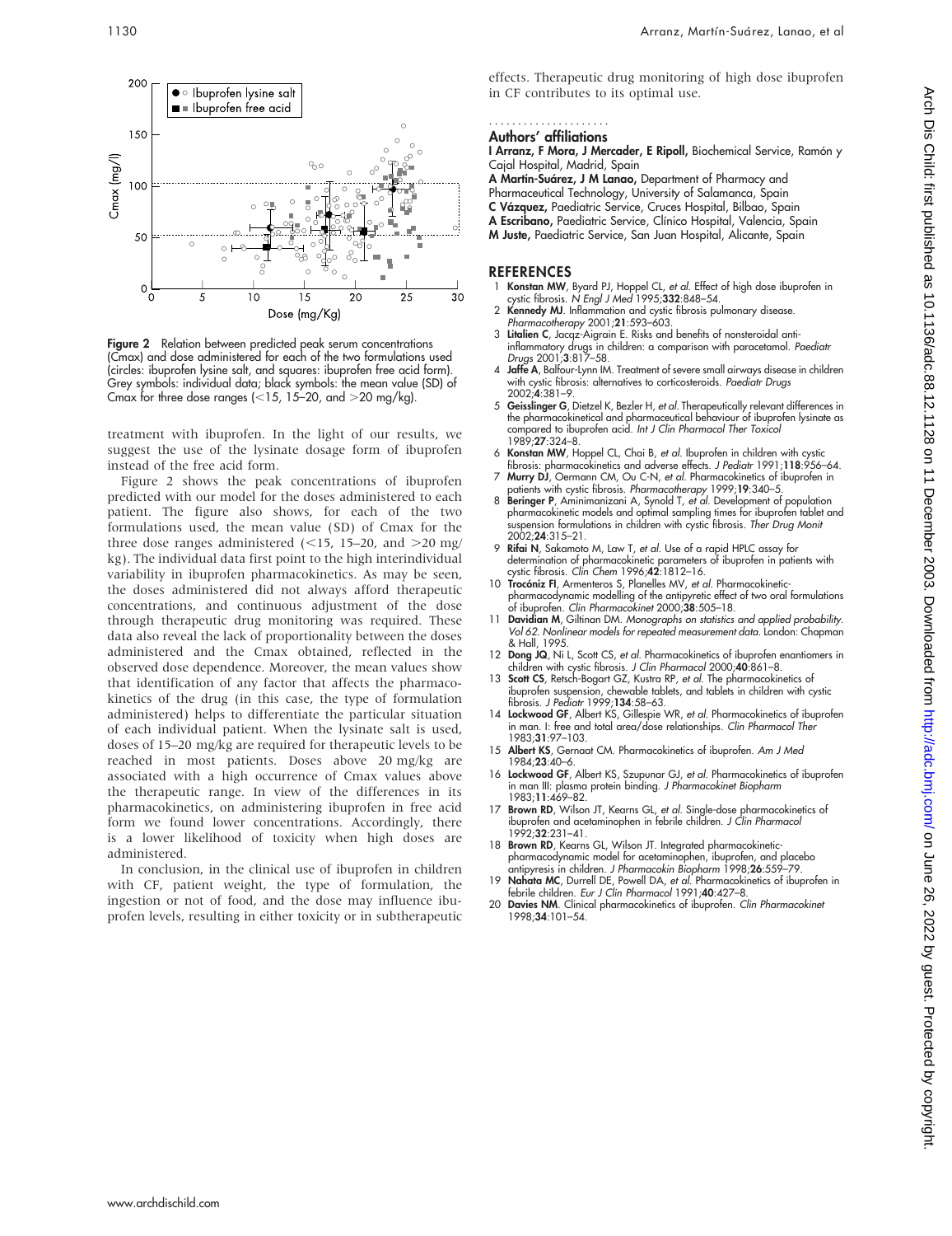200

● ○ Ibuprofen lysine salt

■ ■ Ibuprofen free acid

150

Cmax (mg/l)

100

50

0

0 5 10 15 20 25 30

Dose (mg/Kg)

**Figure 2** Relation between predicted peak serum concentrations (Cmax) and dose administered for each of the two formulations used (circles: ibuprofen lysine salt, and squares: ibuprofen free acid form). Grey symbols: individual data; black symbols: the mean value (SD) of Cmax for three dose ranges (<15, 15–20, and >20 mg/kg).

treatment with ibuprofen. In the light of our results, we suggest the use of the lysinate dosage form of ibuprofen instead of the free acid form.

Figure 2 shows the peak concentrations of ibuprofen predicted with our model for the doses administered to each patient. The figure also shows, for each of the two formulations used, the mean value (SD) of Cmax for the three dose ranges administered (<15, 15–20, and >20 mg/kg). The individual data first point to the high interindividual variability in ibuprofen pharmacokinetics. As may be seen, the doses administered did not always afford therapeutic concentrations, and continuous adjustment of the dose through therapeutic drug monitoring was required. These data also reveal the lack of proportionality between the doses administered and the Cmax obtained, reflected in the observed dose dependence. Moreover, the mean values show that identification of any factor that affects the pharmacokinetics of the drug (in this case, the type of formulation administered) helps to differentiate the particular situation of each individual patient. When the lysinate salt is used, doses of 15–20 mg/kg are required for therapeutic levels to be reached in most patients. Doses above 20 mg/kg are associated with a high occurrence of Cmax values above the therapeutic range. In view of the differences in its pharmacokinetics, on administering ibuprofen in free acid form we found lower concentrations. Accordingly, there is a lower likelihood of toxicity when high doses are administered.

In conclusion, in the clinical use of ibuprofen in children with CF, patient weight, the type of formulation, the ingestion or not of food, and the dose may influence ibuprofen levels, resulting in either toxicity or in subtherapeutic effects. Therapeutic drug monitoring of high dose ibuprofen in CF contributes to its optimal use.

## Authors' affiliations

**I Arranz, F Mora, J Mercader, E Ripoll,** Biochemical Service, Ramón y Cajal Hospital, Madrid, Spain
**A Martín-Suárez, J M Lanao,** Department of Pharmacy and Pharmaceutical Technology, University of Salamanca, Spain
**C Vázquez,** Paediatric Service, Cruces Hospital, Bilbao, Spain
**A Escribano,** Paediatric Service, Clínico Hospital, Valencia, Spain
**M Juste,** Paediatric Service, San Juan Hospital, Alicante, Spain

## REFERENCES

1. **Konstan MW**, Byard PJ, Hoppel CL, *et al*. Effect of high dose ibuprofen in cystic fibrosis. *N Engl J Med* 1995;**332**:848–54.
2. **Kennedy MJ**. Inflammation and cystic fibrosis pulmonary disease. *Pharmacotherapy* 2001;**21**:593–603.
3. **Litalien C**, Jacqz-Aigrain E. Risks and benefits of nonsteroidal anti-inflammatory drugs in children: a comparison with paracetamol. *Paediatr Drugs* 2001;**3**:817–58.
4. **Jaffe A**, Balfour-Lynn IM. Treatment of severe small airways disease in children with cystic fibrosis: alternatives to corticosteroids. *Paediatr Drugs* 2002;**4**:381–9.
5. **Geisslinger G**, Dietzel K, Bezler H, *et al*. Therapeutically relevant differences in the pharmacokinetical and pharmaceutical behaviour of ibuprofen lysinate as compared to ibuprofen acid. *Int J Clin Pharmacol Ther Toxicol* 1989;**27**:324–8.
6. **Konstan MW**, Hoppel CL, Chai B, *et al*. Ibuprofen in children with cystic fibrosis: pharmacokinetics and adverse effects. *J Pediatr* 1991;**118**:956–64.
7. **Murry DJ**, Oermann CM, Ou C-N, *et al*. Pharmacokinetics of ibuprofen in patients with cystic fibrosis. *Pharmacotherapy* 1999;**19**:340–5.
8. **Beringer P**, Aminimanizani A, Synold T, *et al*. Development of population pharmacokinetic models and optimal sampling times for ibuprofen tablet and suspension formulations in children with cystic fibrosis. *Ther Drug Monit* 2002;**24**:315–21.
9. **Rifai N**, Sakamoto M, Law T, *et al*. Use of a rapid HPLC assay for determination of pharmacokinetic parameters of ibuprofen in patients with cystic fibrosis. *Clin Chem* 1996;**42**:1812–16.
10. **Trocóniz FI**, Armenteros S, Planelles MV, *et al*. Pharmacokinetic-pharmacodynamic modelling of the antipyretic effect of two oral formulations of ibuprofen. *Clin Pharmacokinet* 2000;**38**:505–18.
11. **Davidian M**, Giltinan DM. *Monographs on statistics and applied probability. Vol 62. Nonlinear models for repeated measurement data.* London: Chapman & Hall, 1995.
12. **Dong JQ**, Ni L, Scott CS, *et al*. Pharmacokinetics of ibuprofen enantiomers in children with cystic fibrosis. *J Clin Pharmacol* 2000;**40**:861–8.
13. **Scott CS**, Retsch-Bogart GZ, Kustra RP, *et al*. The pharmacokinetics of ibuprofen suspension, chewable tablets, and tablets in children with cystic fibrosis. *J Pediatr* 1999;**134**:58–63.
14. **Lockwood GF**, Albert KS, Gillespie WR, *et al*. Pharmacokinetics of ibuprofen in man. I: free and total area/dose relationships. *Clin Pharmacol Ther* 1983;**31**:97–103.
15. **Albert KS**, Gernaat CM. Pharmacokinetics of ibuprofen. *Am J Med* 1984;**23**:40–6.
16. **Lockwood GF**, Albert KS, Szupunar GJ, *et al*. Pharmacokinetics of ibuprofen in man III: plasma protein binding. *J Pharmacokinet Biopharm* 1983;**11**:469–82.
17. **Brown RD**, Wilson JT, Kearns GL, *et al*. Single-dose pharmacokinetics of ibuprofen and acetaminophen in febrile children. *J Clin Pharmacol* 1992;**32**:231–41.
18. **Brown RD**, Kearns GL, Wilson JT. Integrated pharmacokinetic-pharmacodynamic model for acetaminophen, ibuprofen, and placebo antipyresis in children. *J Pharmacokin Biopharm* 1998;**26**:559–79.
19. **Nahata MC**, Durrell DE, Powell DA, *et al*. Pharmacokinetics of ibuprofen in febrile children. *Eur J Clin Pharmacol* 1991;**40**:427–8.
20. **Davies NM**. Clinical pharmacokinetics of ibuprofen. *Clin Pharmacokinet* 1998;**34**:101–54.